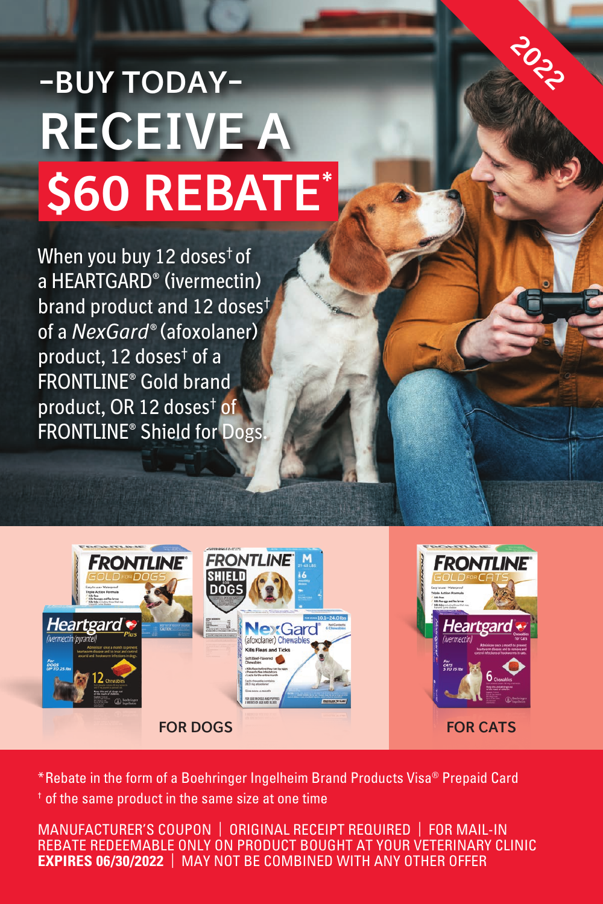2022

# -BUY TODAY-

# RECEIVE A $60 REBATE*

When you buy 12 doses† of a HEARTGARD® (ivermectin) brand product and 12 doses† of a *NexGard®* (afoxolaner) product, 12 doses† of a FRONTLINE® Gold brand product, OR 12 doses† of FRONTLINE® Shield for Dogs.

FOR DOGS

FOR CATS

*Rebate in the form of a Boehringer Ingelheim Brand Products Visa® Prepaid Card

† of the same product in the same size at one time

MANUFACTURER'S COUPON | ORIGINAL RECEIPT REQUIRED | FOR MAIL-IN REBATE REDEEMABLE ONLY ON PRODUCT BOUGHT AT YOUR VETERINARY CLINIC

**EXPIRES 06/30/2022** | MAY NOT BE COMBINED WITH ANY OTHER OFFER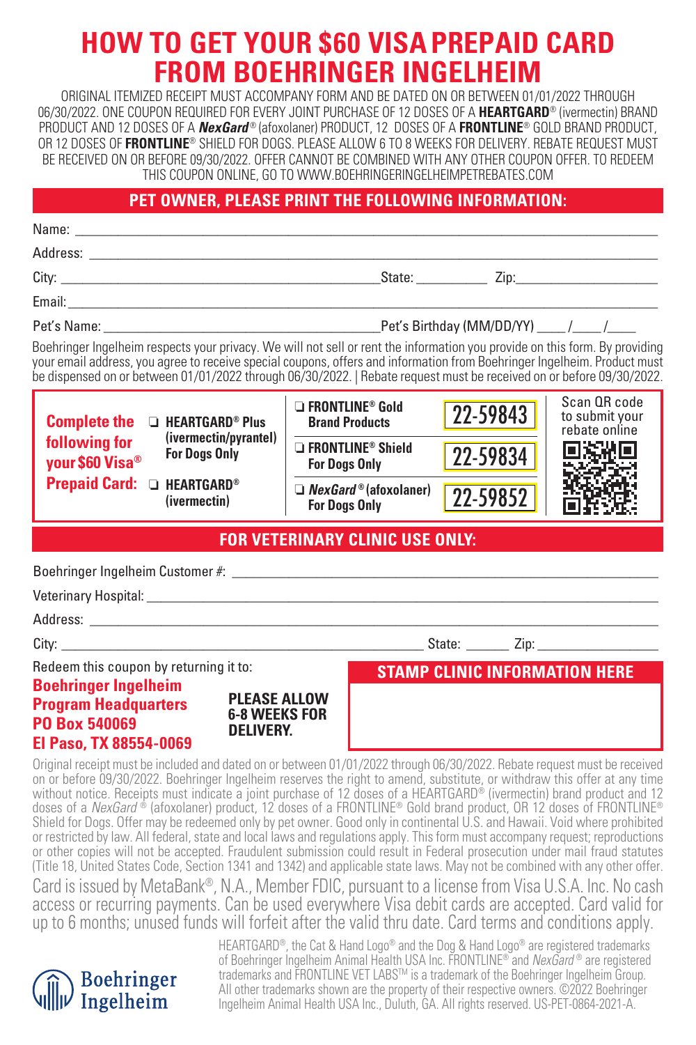# HOW TO GET YOUR $60 VISA PREPAID CARD FROM BOEHRINGER INGELHEIM

ORIGINAL ITEMIZED RECEIPT MUST ACCOMPANY FORM AND BE DATED ON OR BETWEEN 01/01/2022 THROUGH 06/30/2022. ONE COUPON REQUIRED FOR EVERY JOINT PURCHASE OF 12 DOSES OF A **HEARTGARD**® (ivermectin) BRAND PRODUCT AND 12 DOSES OF A ***NexGard***® (afoxolaner) PRODUCT, 12 DOSES OF A **FRONTLINE**® GOLD BRAND PRODUCT, OR 12 DOSES OF **FRONTLINE**® SHIELD FOR DOGS. PLEASE ALLOW 6 TO 8 WEEKS FOR DELIVERY. REBATE REQUEST MUST BE RECEIVED ON OR BEFORE 09/30/2022. OFFER CANNOT BE COMBINED WITH ANY OTHER COUPON OFFER. TO REDEEM THIS COUPON ONLINE, GO TO WWW.BOEHRINGERINGELHEIMPETREBATES.COM

## PET OWNER, PLEASE PRINT THE FOLLOWING INFORMATION:

Name: ______________________________

Address: ______________________________

City: ______________________ State: __________ Zip: ______________

Email: ______________________________

Pet's Name: ______________________ Pet's Birthday (MM/DD/YY) ____ /____ /____

Boehringer Ingelheim respects your privacy. We will not sell or rent the information you provide on this form. By providing your email address, you agree to receive special coupons, offers and information from Boehringer Ingelheim. Product must be dispensed on or between 01/01/2022 through 06/30/2022. | Rebate request must be received on or before 09/30/2022.

**Complete the following for your $60 Visa® Prepaid Card:**

- ❏ **HEARTGARD® Plus (ivermectin/pyrantel) For Dogs Only**
- ❏ **HEARTGARD® (ivermectin)**
- ❏ **FRONTLINE® Gold Brand Products** — 22-59843
- ❏ **FRONTLINE® Shield For Dogs Only** — 22-59834
- ❏ ***NexGard*® (afoxolaner) For Dogs Only** — 22-59852

Scan QR code to submit your rebate online

## FOR VETERINARY CLINIC USE ONLY:

Boehringer Ingelheim Customer #: ______________________________

Veterinary Hospital: ______________________________

Address: ______________________________

City: ______________________ State: ______ Zip: ______________

Redeem this coupon by returning it to:

**Boehringer Ingelheim**
**Program Headquarters**
**PO Box 540069**
**El Paso, TX 88554-0069**

**PLEASE ALLOW 6-8 WEEKS FOR DELIVERY.**

**STAMP CLINIC INFORMATION HERE**

Original receipt must be included and dated on or between 01/01/2022 through 06/30/2022. Rebate request must be received on or before 09/30/2022. Boehringer Ingelheim reserves the right to amend, substitute, or withdraw this offer at any time without notice. Receipts must indicate a joint purchase of 12 doses of a HEARTGARD® (ivermectin) brand product and 12 doses of a *NexGard*® (afoxolaner) product, 12 doses of a FRONTLINE® Gold brand product, OR 12 doses of FRONTLINE® Shield for Dogs. Offer may be redeemed only by pet owner. Good only in continental U.S. and Hawaii. Void where prohibited or restricted by law. All federal, state and local laws and regulations apply. This form must accompany request; reproductions or other copies will not be accepted. Fraudulent submission could result in Federal prosecution under mail fraud statutes (Title 18, United States Code, Section 1341 and 1342) and applicable state laws. May not be combined with any other offer.

Card is issued by MetaBank®, N.A., Member FDIC, pursuant to a license from Visa U.S.A. Inc. No cash access or recurring payments. Can be used everywhere Visa debit cards are accepted. Card valid for up to 6 months; unused funds will forfeit after the valid thru date. Card terms and conditions apply.

Boehringer Ingelheim

HEARTGARD®, the Cat & Hand Logo® and the Dog & Hand Logo® are registered trademarks of Boehringer Ingelheim Animal Health USA Inc. FRONTLINE® and *NexGard*® are registered trademarks and FRONTLINE VET LABS™ is a trademark of the Boehringer Ingelheim Group. All other trademarks shown are the property of their respective owners. ©2022 Boehringer Ingelheim Animal Health USA Inc., Duluth, GA. All rights reserved. US-PET-0864-2021-A.